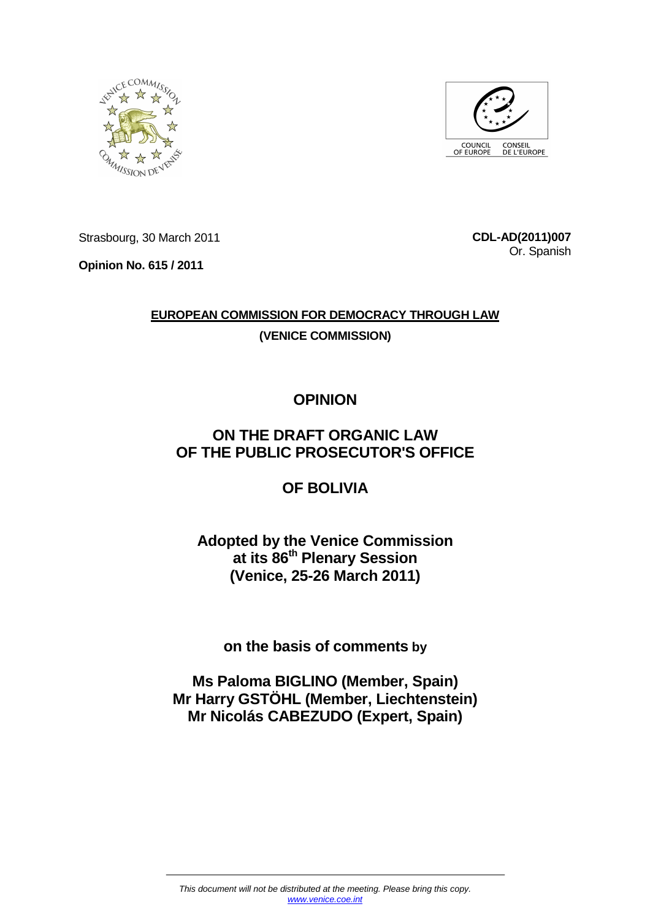Strasbourg, 30 March 2011

**CDL-AD(2011)007**
Or. Spanish

**Opinion No. 615 / 2011**

**EUROPEAN COMMISSION FOR DEMOCRACY THROUGH LAW**

**(VENICE COMMISSION)**

# OPINION

# ON THE DRAFT ORGANIC LAW OF THE PUBLIC PROSECUTOR'S OFFICE

# OF BOLIVIA

**Adopted by the Venice Commission at its 86th Plenary Session (Venice, 25-26 March 2011)**

**on the basis of comments by**

**Ms Paloma BIGLINO (Member, Spain)**
**Mr Harry GSTÖHL (Member, Liechtenstein)**
**Mr Nicolás CABEZUDO (Expert, Spain)**

*This document will not be distributed at the meeting. Please bring this copy.*
*www.venice.coe.int*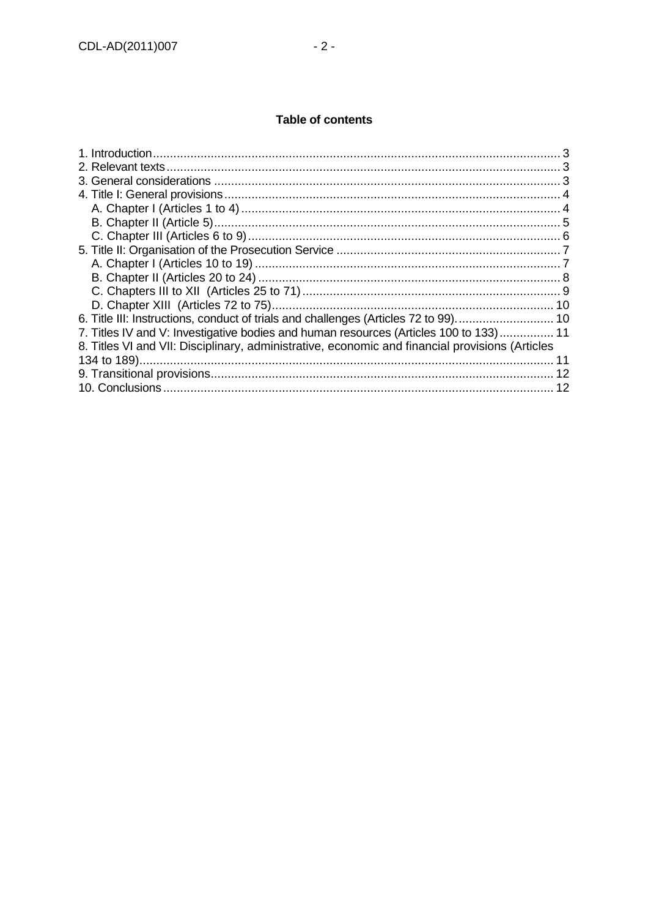**Table of contents**

1. Introduction ........................................................................................................................ 3
2. Relevant texts .................................................................................................................... 3
3. General considerations ..................................................................................................... 3
4. Title I: General provisions .................................................................................................. 4
   A. Chapter I (Articles 1 to 4) ............................................................................................. 4
   B. Chapter II (Article 5) ..................................................................................................... 5
   C. Chapter III (Articles 6 to 9) ........................................................................................... 6
5. Title II: Organisation of the Prosecution Service ................................................................. 7
   A. Chapter I (Articles 10 to 19) .......................................................................................... 7
   B. Chapter II (Articles 20 to 24) ......................................................................................... 8
   C. Chapters III to XII (Articles 25 to 71) ............................................................................ 9
   D. Chapter XIII (Articles 72 to 75) .................................................................................... 10
6. Title III: Instructions, conduct of trials and challenges (Articles 72 to 99). ........................... 10
7. Titles IV and V: Investigative bodies and human resources (Articles 100 to 133) ............... 11
8. Titles VI and VII: Disciplinary, administrative, economic and financial provisions (Articles 134 to 189) .......................................................................................................................... 11
9. Transitional provisions ...................................................................................................... 12
10. Conclusions .................................................................................................................... 12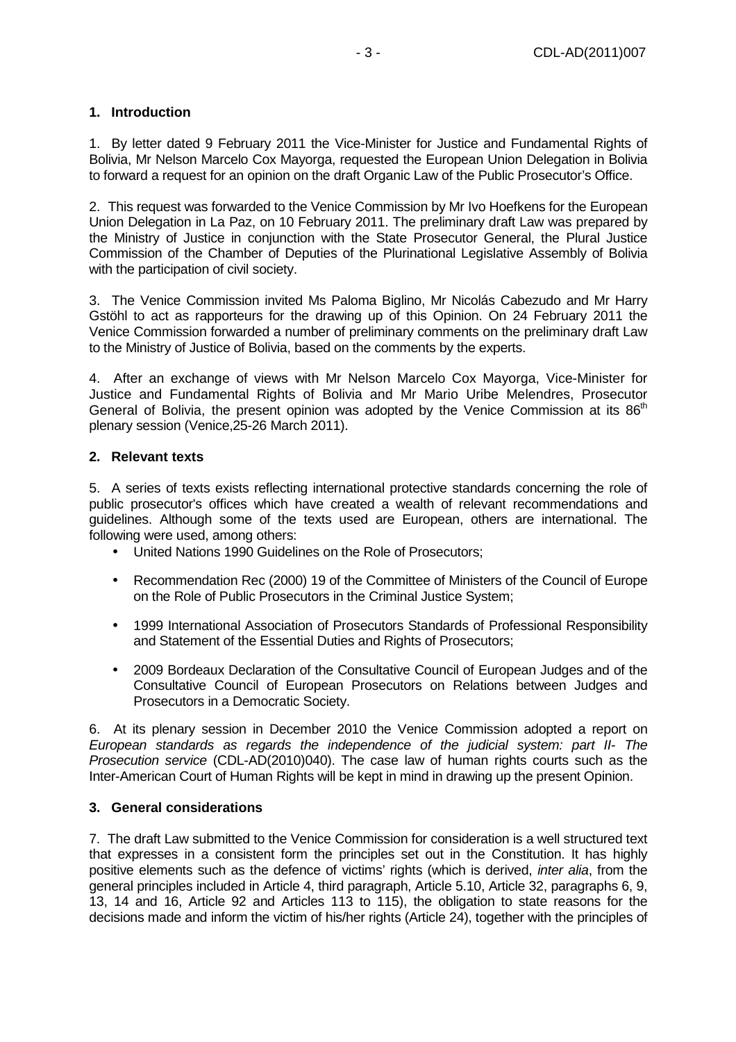## 1. Introduction

1. By letter dated 9 February 2011 the Vice-Minister for Justice and Fundamental Rights of Bolivia, Mr Nelson Marcelo Cox Mayorga, requested the European Union Delegation in Bolivia to forward a request for an opinion on the draft Organic Law of the Public Prosecutor's Office.

2. This request was forwarded to the Venice Commission by Mr Ivo Hoefkens for the European Union Delegation in La Paz, on 10 February 2011. The preliminary draft Law was prepared by the Ministry of Justice in conjunction with the State Prosecutor General, the Plural Justice Commission of the Chamber of Deputies of the Plurinational Legislative Assembly of Bolivia with the participation of civil society.

3. The Venice Commission invited Ms Paloma Biglino, Mr Nicolás Cabezudo and Mr Harry Gstöhl to act as rapporteurs for the drawing up of this Opinion. On 24 February 2011 the Venice Commission forwarded a number of preliminary comments on the preliminary draft Law to the Ministry of Justice of Bolivia, based on the comments by the experts.

4. After an exchange of views with Mr Nelson Marcelo Cox Mayorga, Vice-Minister for Justice and Fundamental Rights of Bolivia and Mr Mario Uribe Melendres, Prosecutor General of Bolivia, the present opinion was adopted by the Venice Commission at its 86th plenary session (Venice,25-26 March 2011).

## 2. Relevant texts

5. A series of texts exists reflecting international protective standards concerning the role of public prosecutor's offices which have created a wealth of relevant recommendations and guidelines. Although some of the texts used are European, others are international. The following were used, among others:

- United Nations 1990 Guidelines on the Role of Prosecutors;
- Recommendation Rec (2000) 19 of the Committee of Ministers of the Council of Europe on the Role of Public Prosecutors in the Criminal Justice System;
- 1999 International Association of Prosecutors Standards of Professional Responsibility and Statement of the Essential Duties and Rights of Prosecutors;
- 2009 Bordeaux Declaration of the Consultative Council of European Judges and of the Consultative Council of European Prosecutors on Relations between Judges and Prosecutors in a Democratic Society.

6. At its plenary session in December 2010 the Venice Commission adopted a report on *European standards as regards the independence of the judicial system: part II- The Prosecution service* (CDL-AD(2010)040). The case law of human rights courts such as the Inter-American Court of Human Rights will be kept in mind in drawing up the present Opinion.

## 3. General considerations

7. The draft Law submitted to the Venice Commission for consideration is a well structured text that expresses in a consistent form the principles set out in the Constitution. It has highly positive elements such as the defence of victims' rights (which is derived, *inter alia*, from the general principles included in Article 4, third paragraph, Article 5.10, Article 32, paragraphs 6, 9, 13, 14 and 16, Article 92 and Articles 113 to 115), the obligation to state reasons for the decisions made and inform the victim of his/her rights (Article 24), together with the principles of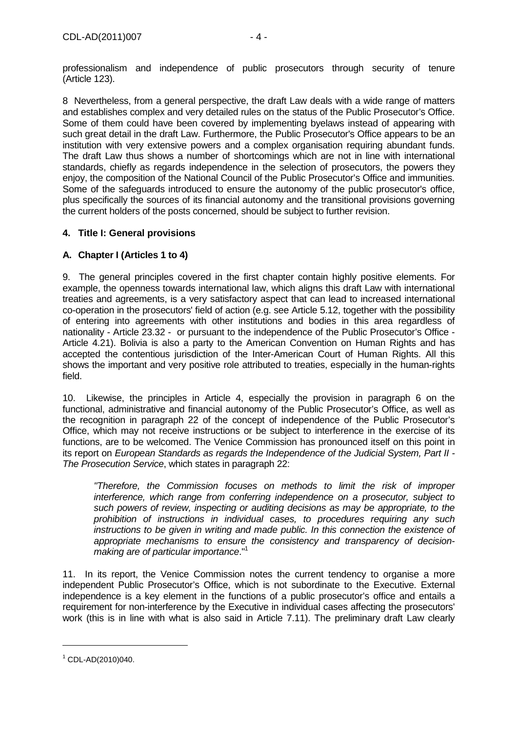professionalism and independence of public prosecutors through security of tenure (Article 123).

8 Nevertheless, from a general perspective, the draft Law deals with a wide range of matters and establishes complex and very detailed rules on the status of the Public Prosecutor's Office. Some of them could have been covered by implementing byelaws instead of appearing with such great detail in the draft Law. Furthermore, the Public Prosecutor's Office appears to be an institution with very extensive powers and a complex organisation requiring abundant funds. The draft Law thus shows a number of shortcomings which are not in line with international standards, chiefly as regards independence in the selection of prosecutors, the powers they enjoy, the composition of the National Council of the Public Prosecutor's Office and immunities. Some of the safeguards introduced to ensure the autonomy of the public prosecutor's office, plus specifically the sources of its financial autonomy and the transitional provisions governing the current holders of the posts concerned, should be subject to further revision.

## 4. Title I: General provisions

### A. Chapter I (Articles 1 to 4)

9. The general principles covered in the first chapter contain highly positive elements. For example, the openness towards international law, which aligns this draft Law with international treaties and agreements, is a very satisfactory aspect that can lead to increased international co-operation in the prosecutors' field of action (e.g. see Article 5.12, together with the possibility of entering into agreements with other institutions and bodies in this area regardless of nationality - Article 23.32 - or pursuant to the independence of the Public Prosecutor's Office - Article 4.21). Bolivia is also a party to the American Convention on Human Rights and has accepted the contentious jurisdiction of the Inter-American Court of Human Rights. All this shows the important and very positive role attributed to treaties, especially in the human-rights field.

10. Likewise, the principles in Article 4, especially the provision in paragraph 6 on the functional, administrative and financial autonomy of the Public Prosecutor's Office, as well as the recognition in paragraph 22 of the concept of independence of the Public Prosecutor's Office, which may not receive instructions or be subject to interference in the exercise of its functions, are to be welcomed. The Venice Commission has pronounced itself on this point in its report on *European Standards as regards the Independence of the Judicial System, Part II - The Prosecution Service*, which states in paragraph 22:

> *"Therefore, the Commission focuses on methods to limit the risk of improper interference, which range from conferring independence on a prosecutor, subject to such powers of review, inspecting or auditing decisions as may be appropriate, to the prohibition of instructions in individual cases, to procedures requiring any such instructions to be given in writing and made public. In this connection the existence of appropriate mechanisms to ensure the consistency and transparency of decision-making are of particular importance*."[1]

11. In its report, the Venice Commission notes the current tendency to organise a more independent Public Prosecutor's Office, which is not subordinate to the Executive. External independence is a key element in the functions of a public prosecutor's office and entails a requirement for non-interference by the Executive in individual cases affecting the prosecutors' work (this is in line with what is also said in Article 7.11). The preliminary draft Law clearly

[1] CDL-AD(2010)040.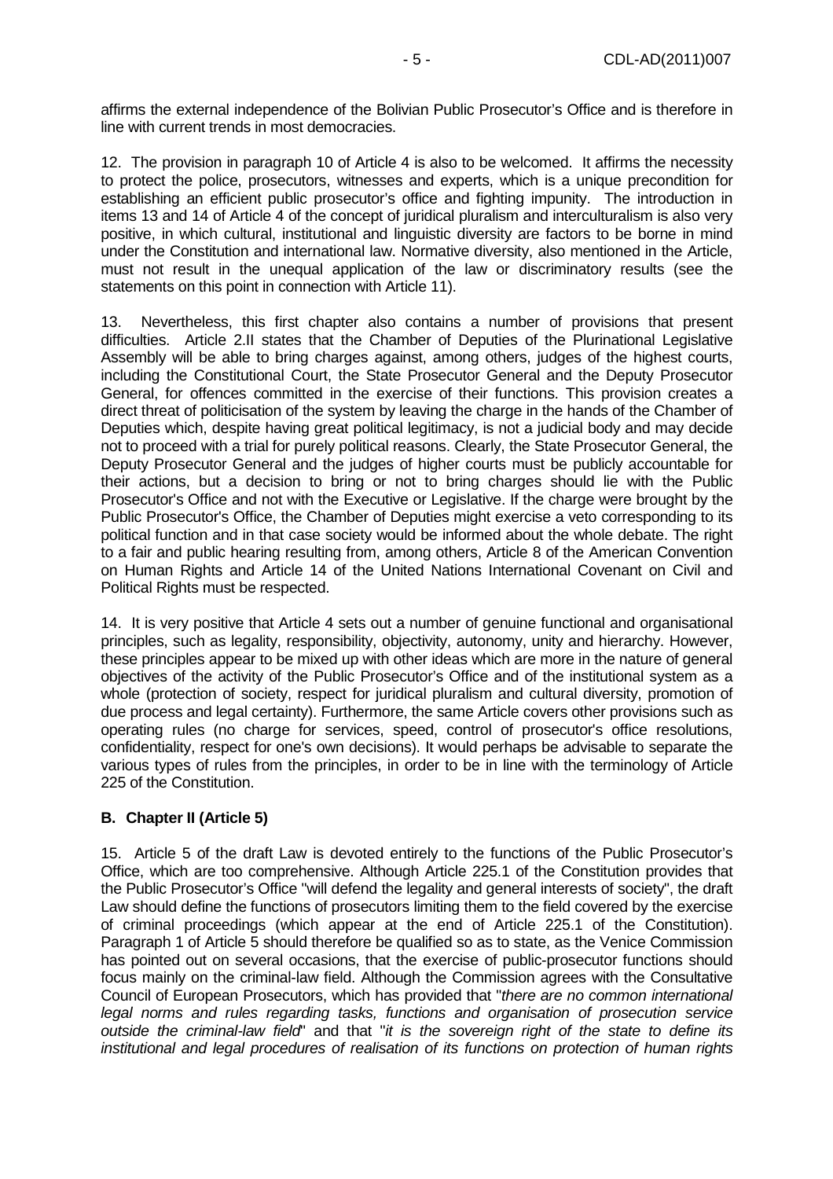affirms the external independence of the Bolivian Public Prosecutor's Office and is therefore in line with current trends in most democracies.

12. The provision in paragraph 10 of Article 4 is also to be welcomed. It affirms the necessity to protect the police, prosecutors, witnesses and experts, which is a unique precondition for establishing an efficient public prosecutor's office and fighting impunity. The introduction in items 13 and 14 of Article 4 of the concept of juridical pluralism and interculturalism is also very positive, in which cultural, institutional and linguistic diversity are factors to be borne in mind under the Constitution and international law. Normative diversity, also mentioned in the Article, must not result in the unequal application of the law or discriminatory results (see the statements on this point in connection with Article 11).

13. Nevertheless, this first chapter also contains a number of provisions that present difficulties. Article 2.II states that the Chamber of Deputies of the Plurinational Legislative Assembly will be able to bring charges against, among others, judges of the highest courts, including the Constitutional Court, the State Prosecutor General and the Deputy Prosecutor General, for offences committed in the exercise of their functions. This provision creates a direct threat of politicisation of the system by leaving the charge in the hands of the Chamber of Deputies which, despite having great political legitimacy, is not a judicial body and may decide not to proceed with a trial for purely political reasons. Clearly, the State Prosecutor General, the Deputy Prosecutor General and the judges of higher courts must be publicly accountable for their actions, but a decision to bring or not to bring charges should lie with the Public Prosecutor's Office and not with the Executive or Legislative. If the charge were brought by the Public Prosecutor's Office, the Chamber of Deputies might exercise a veto corresponding to its political function and in that case society would be informed about the whole debate. The right to a fair and public hearing resulting from, among others, Article 8 of the American Convention on Human Rights and Article 14 of the United Nations International Covenant on Civil and Political Rights must be respected.

14. It is very positive that Article 4 sets out a number of genuine functional and organisational principles, such as legality, responsibility, objectivity, autonomy, unity and hierarchy. However, these principles appear to be mixed up with other ideas which are more in the nature of general objectives of the activity of the Public Prosecutor's Office and of the institutional system as a whole (protection of society, respect for juridical pluralism and cultural diversity, promotion of due process and legal certainty). Furthermore, the same Article covers other provisions such as operating rules (no charge for services, speed, control of prosecutor's office resolutions, confidentiality, respect for one's own decisions). It would perhaps be advisable to separate the various types of rules from the principles, in order to be in line with the terminology of Article 225 of the Constitution.

### B. Chapter II (Article 5)

15. Article 5 of the draft Law is devoted entirely to the functions of the Public Prosecutor's Office, which are too comprehensive. Although Article 225.1 of the Constitution provides that the Public Prosecutor's Office "will defend the legality and general interests of society", the draft Law should define the functions of prosecutors limiting them to the field covered by the exercise of criminal proceedings (which appear at the end of Article 225.1 of the Constitution). Paragraph 1 of Article 5 should therefore be qualified so as to state, as the Venice Commission has pointed out on several occasions, that the exercise of public-prosecutor functions should focus mainly on the criminal-law field. Although the Commission agrees with the Consultative Council of European Prosecutors, which has provided that "*there are no common international legal norms and rules regarding tasks, functions and organisation of prosecution service outside the criminal-law field*" and that "*it is the sovereign right of the state to define its institutional and legal procedures of realisation of its functions on protection of human rights*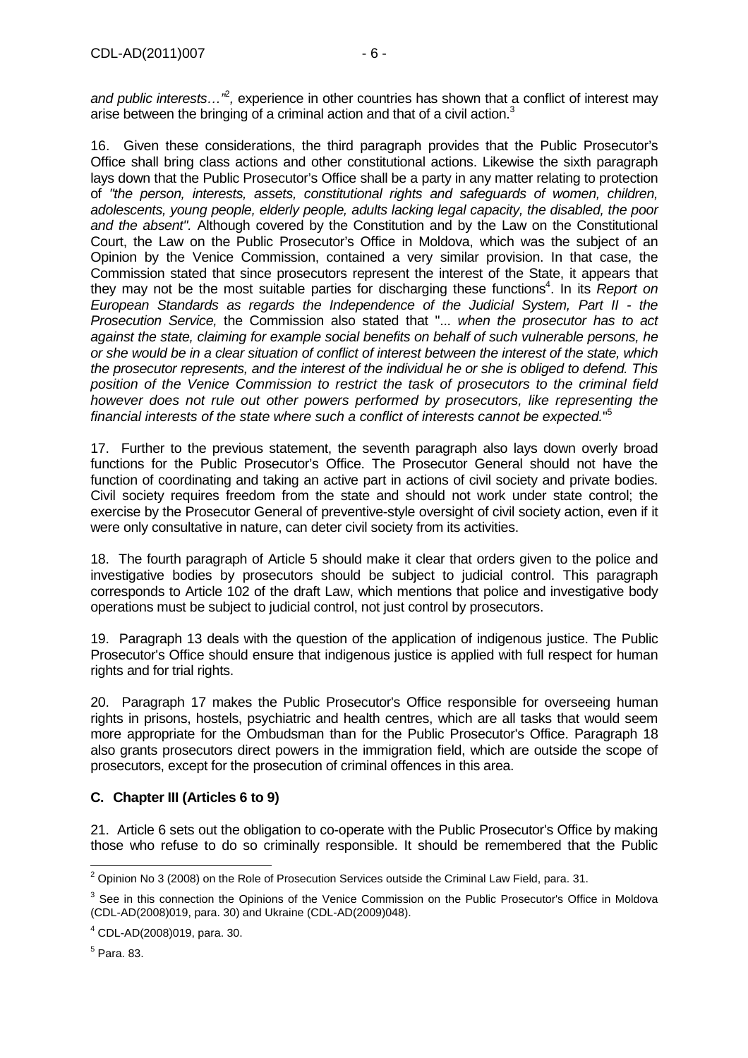*and public interests…"*[2], experience in other countries has shown that a conflict of interest may arise between the bringing of a criminal action and that of a civil action.[3]

16. Given these considerations, the third paragraph provides that the Public Prosecutor's Office shall bring class actions and other constitutional actions. Likewise the sixth paragraph lays down that the Public Prosecutor's Office shall be a party in any matter relating to protection of *"the person, interests, assets, constitutional rights and safeguards of women, children, adolescents, young people, elderly people, adults lacking legal capacity, the disabled, the poor and the absent".* Although covered by the Constitution and by the Law on the Constitutional Court, the Law on the Public Prosecutor's Office in Moldova, which was the subject of an Opinion by the Venice Commission, contained a very similar provision. In that case, the Commission stated that since prosecutors represent the interest of the State, it appears that they may not be the most suitable parties for discharging these functions[4]. In its *Report on European Standards as regards the Independence of the Judicial System, Part II - the Prosecution Service,* the Commission also stated that "... *when the prosecutor has to act against the state, claiming for example social benefits on behalf of such vulnerable persons, he or she would be in a clear situation of conflict of interest between the interest of the state, which the prosecutor represents, and the interest of the individual he or she is obliged to defend. This position of the Venice Commission to restrict the task of prosecutors to the criminal field however does not rule out other powers performed by prosecutors, like representing the financial interests of the state where such a conflict of interests cannot be expected.*"[5]

17. Further to the previous statement, the seventh paragraph also lays down overly broad functions for the Public Prosecutor's Office. The Prosecutor General should not have the function of coordinating and taking an active part in actions of civil society and private bodies. Civil society requires freedom from the state and should not work under state control; the exercise by the Prosecutor General of preventive-style oversight of civil society action, even if it were only consultative in nature, can deter civil society from its activities.

18. The fourth paragraph of Article 5 should make it clear that orders given to the police and investigative bodies by prosecutors should be subject to judicial control. This paragraph corresponds to Article 102 of the draft Law, which mentions that police and investigative body operations must be subject to judicial control, not just control by prosecutors.

19. Paragraph 13 deals with the question of the application of indigenous justice. The Public Prosecutor's Office should ensure that indigenous justice is applied with full respect for human rights and for trial rights.

20. Paragraph 17 makes the Public Prosecutor's Office responsible for overseeing human rights in prisons, hostels, psychiatric and health centres, which are all tasks that would seem more appropriate for the Ombudsman than for the Public Prosecutor's Office. Paragraph 18 also grants prosecutors direct powers in the immigration field, which are outside the scope of prosecutors, except for the prosecution of criminal offences in this area.

### C. Chapter III (Articles 6 to 9)

21. Article 6 sets out the obligation to co-operate with the Public Prosecutor's Office by making those who refuse to do so criminally responsible. It should be remembered that the Public

---

[2] Opinion No 3 (2008) on the Role of Prosecution Services outside the Criminal Law Field, para. 31.

[3] See in this connection the Opinions of the Venice Commission on the Public Prosecutor's Office in Moldova (CDL-AD(2008)019, para. 30) and Ukraine (CDL-AD(2009)048).

[4] CDL-AD(2008)019, para. 30.

[5] Para. 83.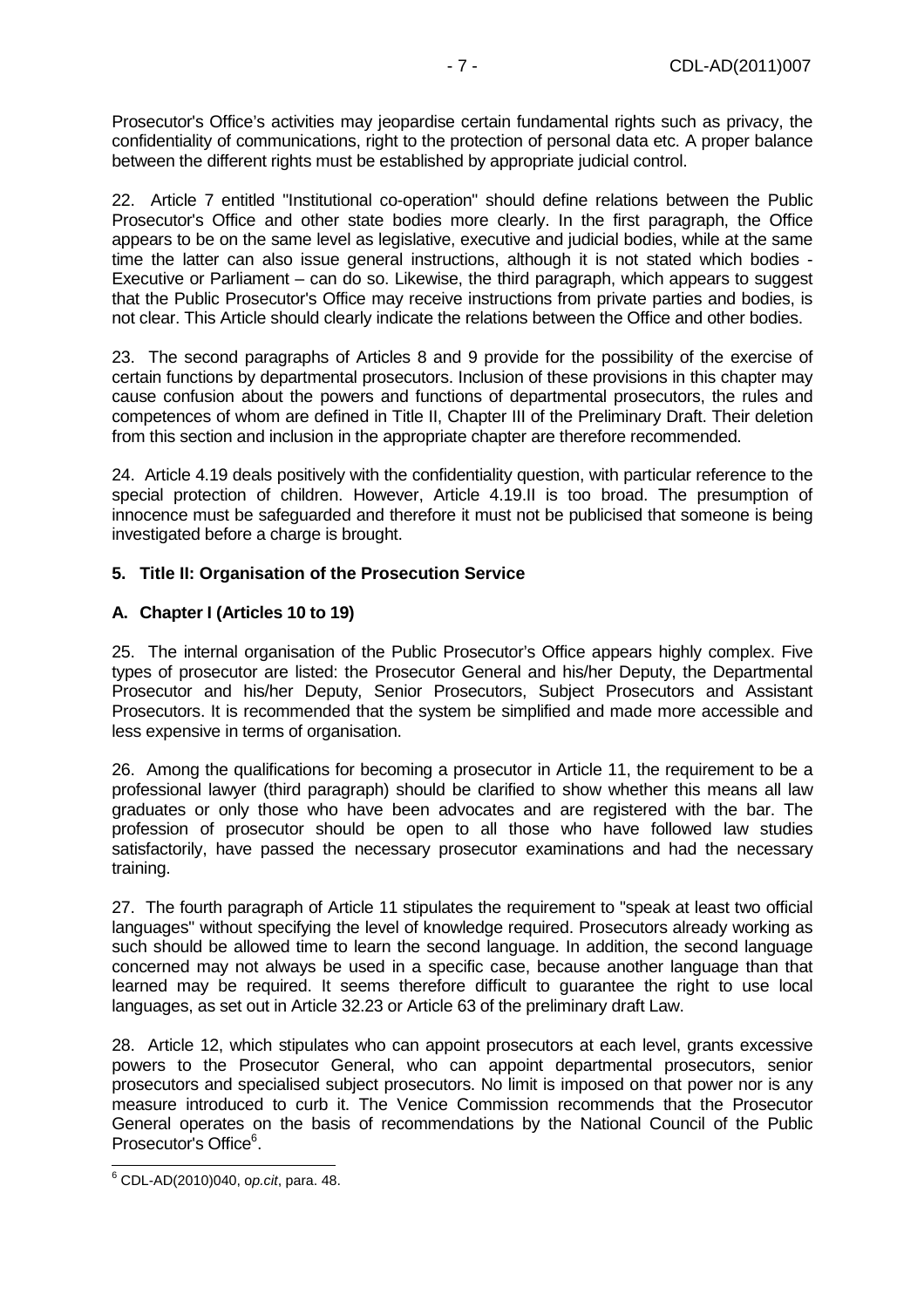Prosecutor's Office's activities may jeopardise certain fundamental rights such as privacy, the confidentiality of communications, right to the protection of personal data etc. A proper balance between the different rights must be established by appropriate judicial control.

22. Article 7 entitled "Institutional co-operation" should define relations between the Public Prosecutor's Office and other state bodies more clearly. In the first paragraph, the Office appears to be on the same level as legislative, executive and judicial bodies, while at the same time the latter can also issue general instructions, although it is not stated which bodies - Executive or Parliament – can do so. Likewise, the third paragraph, which appears to suggest that the Public Prosecutor's Office may receive instructions from private parties and bodies, is not clear. This Article should clearly indicate the relations between the Office and other bodies.

23. The second paragraphs of Articles 8 and 9 provide for the possibility of the exercise of certain functions by departmental prosecutors. Inclusion of these provisions in this chapter may cause confusion about the powers and functions of departmental prosecutors, the rules and competences of whom are defined in Title II, Chapter III of the Preliminary Draft. Their deletion from this section and inclusion in the appropriate chapter are therefore recommended.

24. Article 4.19 deals positively with the confidentiality question, with particular reference to the special protection of children. However, Article 4.19.II is too broad. The presumption of innocence must be safeguarded and therefore it must not be publicised that someone is being investigated before a charge is brought.

## 5. Title II: Organisation of the Prosecution Service

### A. Chapter I (Articles 10 to 19)

25. The internal organisation of the Public Prosecutor's Office appears highly complex. Five types of prosecutor are listed: the Prosecutor General and his/her Deputy, the Departmental Prosecutor and his/her Deputy, Senior Prosecutors, Subject Prosecutors and Assistant Prosecutors. It is recommended that the system be simplified and made more accessible and less expensive in terms of organisation.

26. Among the qualifications for becoming a prosecutor in Article 11, the requirement to be a professional lawyer (third paragraph) should be clarified to show whether this means all law graduates or only those who have been advocates and are registered with the bar. The profession of prosecutor should be open to all those who have followed law studies satisfactorily, have passed the necessary prosecutor examinations and had the necessary training.

27. The fourth paragraph of Article 11 stipulates the requirement to "speak at least two official languages" without specifying the level of knowledge required. Prosecutors already working as such should be allowed time to learn the second language. In addition, the second language concerned may not always be used in a specific case, because another language than that learned may be required. It seems therefore difficult to guarantee the right to use local languages, as set out in Article 32.23 or Article 63 of the preliminary draft Law.

28. Article 12, which stipulates who can appoint prosecutors at each level, grants excessive powers to the Prosecutor General, who can appoint departmental prosecutors, senior prosecutors and specialised subject prosecutors. No limit is imposed on that power nor is any measure introduced to curb it. The Venice Commission recommends that the Prosecutor General operates on the basis of recommendations by the National Council of the Public Prosecutor's Office[6].

---

[6] CDL-AD(2010)040, o*p.cit*, para. 48.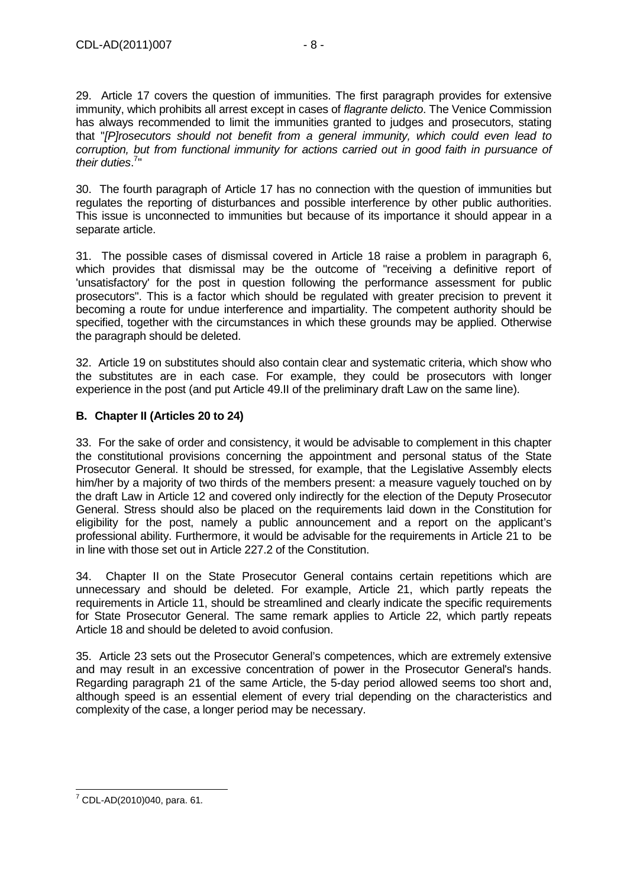29. Article 17 covers the question of immunities. The first paragraph provides for extensive immunity, which prohibits all arrest except in cases of *flagrante delicto*. The Venice Commission has always recommended to limit the immunities granted to judges and prosecutors, stating that "*[P]rosecutors should not benefit from a general immunity, which could even lead to corruption, but from functional immunity for actions carried out in good faith in pursuance of their duties*.[7]"

30. The fourth paragraph of Article 17 has no connection with the question of immunities but regulates the reporting of disturbances and possible interference by other public authorities. This issue is unconnected to immunities but because of its importance it should appear in a separate article.

31. The possible cases of dismissal covered in Article 18 raise a problem in paragraph 6, which provides that dismissal may be the outcome of "receiving a definitive report of 'unsatisfactory' for the post in question following the performance assessment for public prosecutors". This is a factor which should be regulated with greater precision to prevent it becoming a route for undue interference and impartiality. The competent authority should be specified, together with the circumstances in which these grounds may be applied. Otherwise the paragraph should be deleted.

32. Article 19 on substitutes should also contain clear and systematic criteria, which show who the substitutes are in each case. For example, they could be prosecutors with longer experience in the post (and put Article 49.II of the preliminary draft Law on the same line).

**B. Chapter II (Articles 20 to 24)**

33. For the sake of order and consistency, it would be advisable to complement in this chapter the constitutional provisions concerning the appointment and personal status of the State Prosecutor General. It should be stressed, for example, that the Legislative Assembly elects him/her by a majority of two thirds of the members present: a measure vaguely touched on by the draft Law in Article 12 and covered only indirectly for the election of the Deputy Prosecutor General. Stress should also be placed on the requirements laid down in the Constitution for eligibility for the post, namely a public announcement and a report on the applicant's professional ability. Furthermore, it would be advisable for the requirements in Article 21 to be in line with those set out in Article 227.2 of the Constitution.

34. Chapter II on the State Prosecutor General contains certain repetitions which are unnecessary and should be deleted. For example, Article 21, which partly repeats the requirements in Article 11, should be streamlined and clearly indicate the specific requirements for State Prosecutor General. The same remark applies to Article 22, which partly repeats Article 18 and should be deleted to avoid confusion.

35. Article 23 sets out the Prosecutor General's competences, which are extremely extensive and may result in an excessive concentration of power in the Prosecutor General's hands. Regarding paragraph 21 of the same Article, the 5-day period allowed seems too short and, although speed is an essential element of every trial depending on the characteristics and complexity of the case, a longer period may be necessary.

---

[7] CDL-AD(2010)040, para. 61.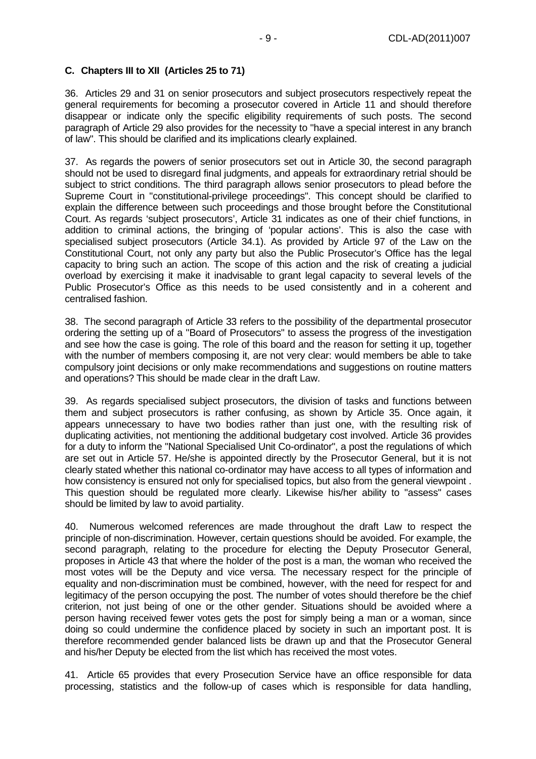### C. Chapters III to XII (Articles 25 to 71)

36. Articles 29 and 31 on senior prosecutors and subject prosecutors respectively repeat the general requirements for becoming a prosecutor covered in Article 11 and should therefore disappear or indicate only the specific eligibility requirements of such posts. The second paragraph of Article 29 also provides for the necessity to "have a special interest in any branch of law". This should be clarified and its implications clearly explained.

37. As regards the powers of senior prosecutors set out in Article 30, the second paragraph should not be used to disregard final judgments, and appeals for extraordinary retrial should be subject to strict conditions. The third paragraph allows senior prosecutors to plead before the Supreme Court in "constitutional-privilege proceedings". This concept should be clarified to explain the difference between such proceedings and those brought before the Constitutional Court. As regards 'subject prosecutors', Article 31 indicates as one of their chief functions, in addition to criminal actions, the bringing of 'popular actions'. This is also the case with specialised subject prosecutors (Article 34.1). As provided by Article 97 of the Law on the Constitutional Court, not only any party but also the Public Prosecutor's Office has the legal capacity to bring such an action. The scope of this action and the risk of creating a judicial overload by exercising it make it inadvisable to grant legal capacity to several levels of the Public Prosecutor's Office as this needs to be used consistently and in a coherent and centralised fashion.

38. The second paragraph of Article 33 refers to the possibility of the departmental prosecutor ordering the setting up of a "Board of Prosecutors" to assess the progress of the investigation and see how the case is going. The role of this board and the reason for setting it up, together with the number of members composing it, are not very clear: would members be able to take compulsory joint decisions or only make recommendations and suggestions on routine matters and operations? This should be made clear in the draft Law.

39. As regards specialised subject prosecutors, the division of tasks and functions between them and subject prosecutors is rather confusing, as shown by Article 35. Once again, it appears unnecessary to have two bodies rather than just one, with the resulting risk of duplicating activities, not mentioning the additional budgetary cost involved. Article 36 provides for a duty to inform the "National Specialised Unit Co-ordinator", a post the regulations of which are set out in Article 57. He/she is appointed directly by the Prosecutor General, but it is not clearly stated whether this national co-ordinator may have access to all types of information and how consistency is ensured not only for specialised topics, but also from the general viewpoint . This question should be regulated more clearly. Likewise his/her ability to "assess" cases should be limited by law to avoid partiality.

40. Numerous welcomed references are made throughout the draft Law to respect the principle of non-discrimination. However, certain questions should be avoided. For example, the second paragraph, relating to the procedure for electing the Deputy Prosecutor General, proposes in Article 43 that where the holder of the post is a man, the woman who received the most votes will be the Deputy and vice versa. The necessary respect for the principle of equality and non-discrimination must be combined, however, with the need for respect for and legitimacy of the person occupying the post. The number of votes should therefore be the chief criterion, not just being of one or the other gender. Situations should be avoided where a person having received fewer votes gets the post for simply being a man or a woman, since doing so could undermine the confidence placed by society in such an important post. It is therefore recommended gender balanced lists be drawn up and that the Prosecutor General and his/her Deputy be elected from the list which has received the most votes.

41. Article 65 provides that every Prosecution Service have an office responsible for data processing, statistics and the follow-up of cases which is responsible for data handling,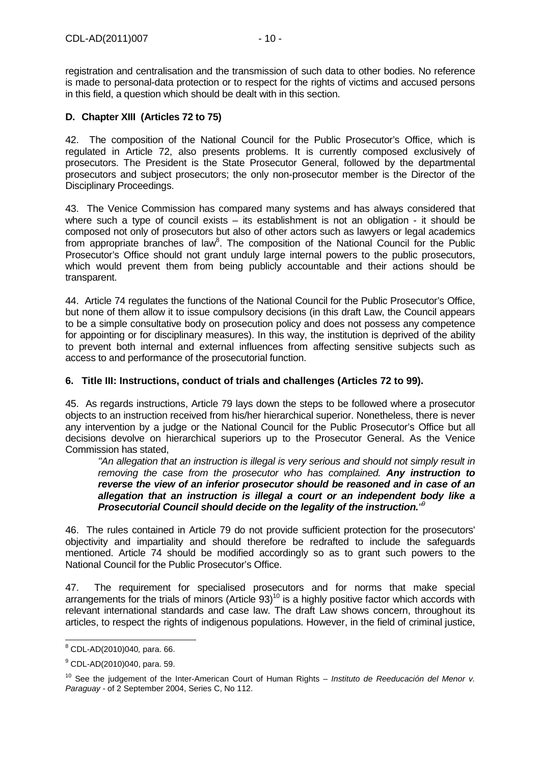registration and centralisation and the transmission of such data to other bodies. No reference is made to personal-data protection or to respect for the rights of victims and accused persons in this field, a question which should be dealt with in this section.

### D. Chapter XIII (Articles 72 to 75)

42. The composition of the National Council for the Public Prosecutor's Office, which is regulated in Article 72, also presents problems. It is currently composed exclusively of prosecutors. The President is the State Prosecutor General, followed by the departmental prosecutors and subject prosecutors; the only non-prosecutor member is the Director of the Disciplinary Proceedings.

43. The Venice Commission has compared many systems and has always considered that where such a type of council exists – its establishment is not an obligation - it should be composed not only of prosecutors but also of other actors such as lawyers or legal academics from appropriate branches of law[8]. The composition of the National Council for the Public Prosecutor's Office should not grant unduly large internal powers to the public prosecutors, which would prevent them from being publicly accountable and their actions should be transparent.

44. Article 74 regulates the functions of the National Council for the Public Prosecutor's Office, but none of them allow it to issue compulsory decisions (in this draft Law, the Council appears to be a simple consultative body on prosecution policy and does not possess any competence for appointing or for disciplinary measures). In this way, the institution is deprived of the ability to prevent both internal and external influences from affecting sensitive subjects such as access to and performance of the prosecutorial function.

## 6. Title III: Instructions, conduct of trials and challenges (Articles 72 to 99).

45. As regards instructions, Article 79 lays down the steps to be followed where a prosecutor objects to an instruction received from his/her hierarchical superior. Nonetheless, there is never any intervention by a judge or the National Council for the Public Prosecutor's Office but all decisions devolve on hierarchical superiors up to the Prosecutor General. As the Venice Commission has stated,

> *"An allegation that an instruction is illegal is very serious and should not simply result in removing the case from the prosecutor who has complained.* ***Any instruction to reverse the view of an inferior prosecutor should be reasoned and in case of an allegation that an instruction is illegal a court or an independent body like a Prosecutorial Council should decide on the legality of the instruction.****"*[9]

46. The rules contained in Article 79 do not provide sufficient protection for the prosecutors' objectivity and impartiality and should therefore be redrafted to include the safeguards mentioned. Article 74 should be modified accordingly so as to grant such powers to the National Council for the Public Prosecutor's Office.

47. The requirement for specialised prosecutors and for norms that make special arrangements for the trials of minors (Article 93)[10] is a highly positive factor which accords with relevant international standards and case law. The draft Law shows concern, throughout its articles, to respect the rights of indigenous populations. However, in the field of criminal justice,

---

[8] CDL-AD(2010)040*,* para. 66.

[9] CDL-AD(2010)040, para. 59.

[10] See the judgement of the Inter-American Court of Human Rights – *Instituto de Reeducación del Menor v. Paraguay* - of 2 September 2004, Series C, No 112.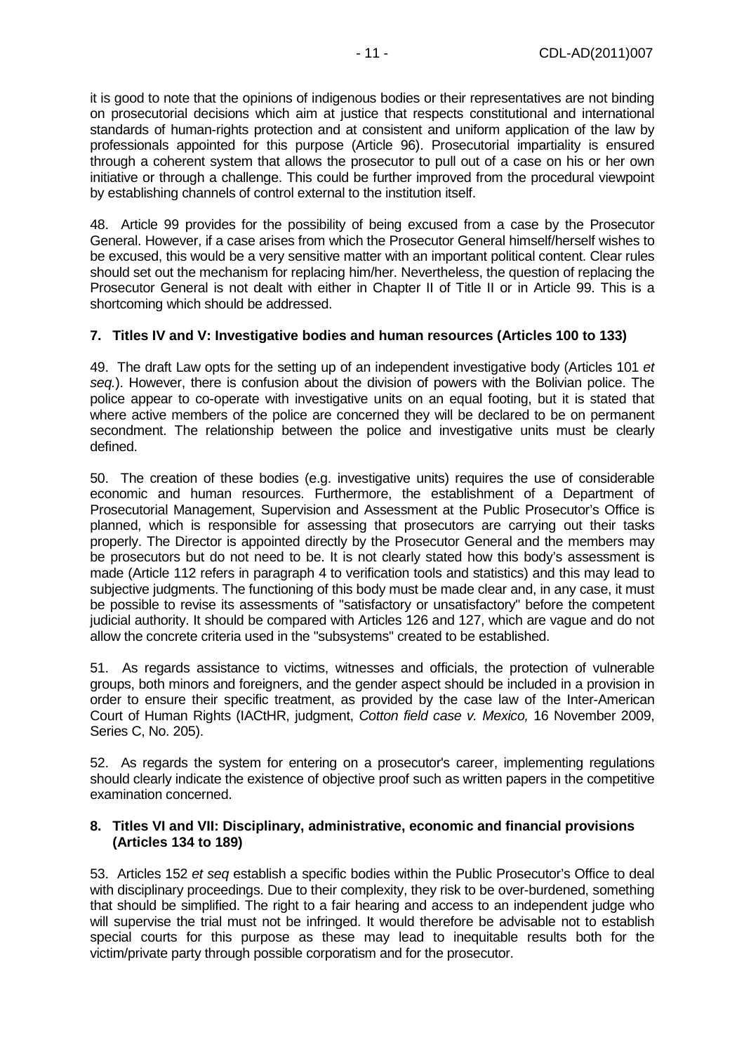it is good to note that the opinions of indigenous bodies or their representatives are not binding on prosecutorial decisions which aim at justice that respects constitutional and international standards of human-rights protection and at consistent and uniform application of the law by professionals appointed for this purpose (Article 96). Prosecutorial impartiality is ensured through a coherent system that allows the prosecutor to pull out of a case on his or her own initiative or through a challenge. This could be further improved from the procedural viewpoint by establishing channels of control external to the institution itself.

48. Article 99 provides for the possibility of being excused from a case by the Prosecutor General. However, if a case arises from which the Prosecutor General himself/herself wishes to be excused, this would be a very sensitive matter with an important political content. Clear rules should set out the mechanism for replacing him/her. Nevertheless, the question of replacing the Prosecutor General is not dealt with either in Chapter II of Title II or in Article 99. This is a shortcoming which should be addressed.

### 7. Titles IV and V: Investigative bodies and human resources (Articles 100 to 133)

49. The draft Law opts for the setting up of an independent investigative body (Articles 101 *et seq.*). However, there is confusion about the division of powers with the Bolivian police. The police appear to co-operate with investigative units on an equal footing, but it is stated that where active members of the police are concerned they will be declared to be on permanent secondment. The relationship between the police and investigative units must be clearly defined.

50. The creation of these bodies (e.g. investigative units) requires the use of considerable economic and human resources. Furthermore, the establishment of a Department of Prosecutorial Management, Supervision and Assessment at the Public Prosecutor's Office is planned, which is responsible for assessing that prosecutors are carrying out their tasks properly. The Director is appointed directly by the Prosecutor General and the members may be prosecutors but do not need to be. It is not clearly stated how this body's assessment is made (Article 112 refers in paragraph 4 to verification tools and statistics) and this may lead to subjective judgments. The functioning of this body must be made clear and, in any case, it must be possible to revise its assessments of "satisfactory or unsatisfactory" before the competent judicial authority. It should be compared with Articles 126 and 127, which are vague and do not allow the concrete criteria used in the "subsystems" created to be established.

51. As regards assistance to victims, witnesses and officials, the protection of vulnerable groups, both minors and foreigners, and the gender aspect should be included in a provision in order to ensure their specific treatment, as provided by the case law of the Inter-American Court of Human Rights (IACtHR, judgment, *Cotton field case v. Mexico,* 16 November 2009, Series C, No. 205).

52. As regards the system for entering on a prosecutor's career, implementing regulations should clearly indicate the existence of objective proof such as written papers in the competitive examination concerned.

### 8. Titles VI and VII: Disciplinary, administrative, economic and financial provisions (Articles 134 to 189)

53. Articles 152 *et seq* establish a specific bodies within the Public Prosecutor's Office to deal with disciplinary proceedings. Due to their complexity, they risk to be over-burdened, something that should be simplified. The right to a fair hearing and access to an independent judge who will supervise the trial must not be infringed. It would therefore be advisable not to establish special courts for this purpose as these may lead to inequitable results both for the victim/private party through possible corporatism and for the prosecutor.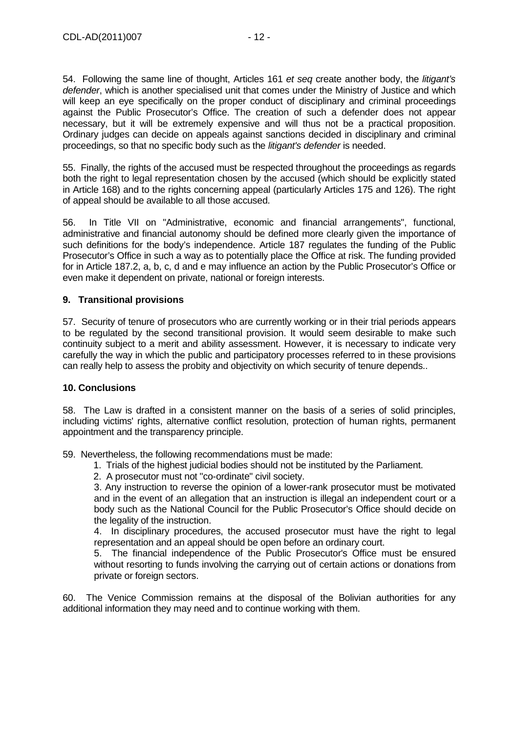54. Following the same line of thought, Articles 161 *et seq* create another body, the *litigant's defender*, which is another specialised unit that comes under the Ministry of Justice and which will keep an eye specifically on the proper conduct of disciplinary and criminal proceedings against the Public Prosecutor's Office. The creation of such a defender does not appear necessary, but it will be extremely expensive and will thus not be a practical proposition. Ordinary judges can decide on appeals against sanctions decided in disciplinary and criminal proceedings, so that no specific body such as the *litigant's defender* is needed.

55. Finally, the rights of the accused must be respected throughout the proceedings as regards both the right to legal representation chosen by the accused (which should be explicitly stated in Article 168) and to the rights concerning appeal (particularly Articles 175 and 126). The right of appeal should be available to all those accused.

56. In Title VII on "Administrative, economic and financial arrangements", functional, administrative and financial autonomy should be defined more clearly given the importance of such definitions for the body's independence. Article 187 regulates the funding of the Public Prosecutor's Office in such a way as to potentially place the Office at risk. The funding provided for in Article 187.2, a, b, c, d and e may influence an action by the Public Prosecutor's Office or even make it dependent on private, national or foreign interests.

## 9. Transitional provisions

57. Security of tenure of prosecutors who are currently working or in their trial periods appears to be regulated by the second transitional provision. It would seem desirable to make such continuity subject to a merit and ability assessment. However, it is necessary to indicate very carefully the way in which the public and participatory processes referred to in these provisions can really help to assess the probity and objectivity on which security of tenure depends..

## 10. Conclusions

58. The Law is drafted in a consistent manner on the basis of a series of solid principles, including victims' rights, alternative conflict resolution, protection of human rights, permanent appointment and the transparency principle.

59. Nevertheless, the following recommendations must be made:

1. Trials of the highest judicial bodies should not be instituted by the Parliament.
2. A prosecutor must not "co-ordinate" civil society.
3. Any instruction to reverse the opinion of a lower-rank prosecutor must be motivated and in the event of an allegation that an instruction is illegal an independent court or a body such as the National Council for the Public Prosecutor's Office should decide on the legality of the instruction.
4. In disciplinary procedures, the accused prosecutor must have the right to legal representation and an appeal should be open before an ordinary court.
5. The financial independence of the Public Prosecutor's Office must be ensured without resorting to funds involving the carrying out of certain actions or donations from private or foreign sectors.

60. The Venice Commission remains at the disposal of the Bolivian authorities for any additional information they may need and to continue working with them.